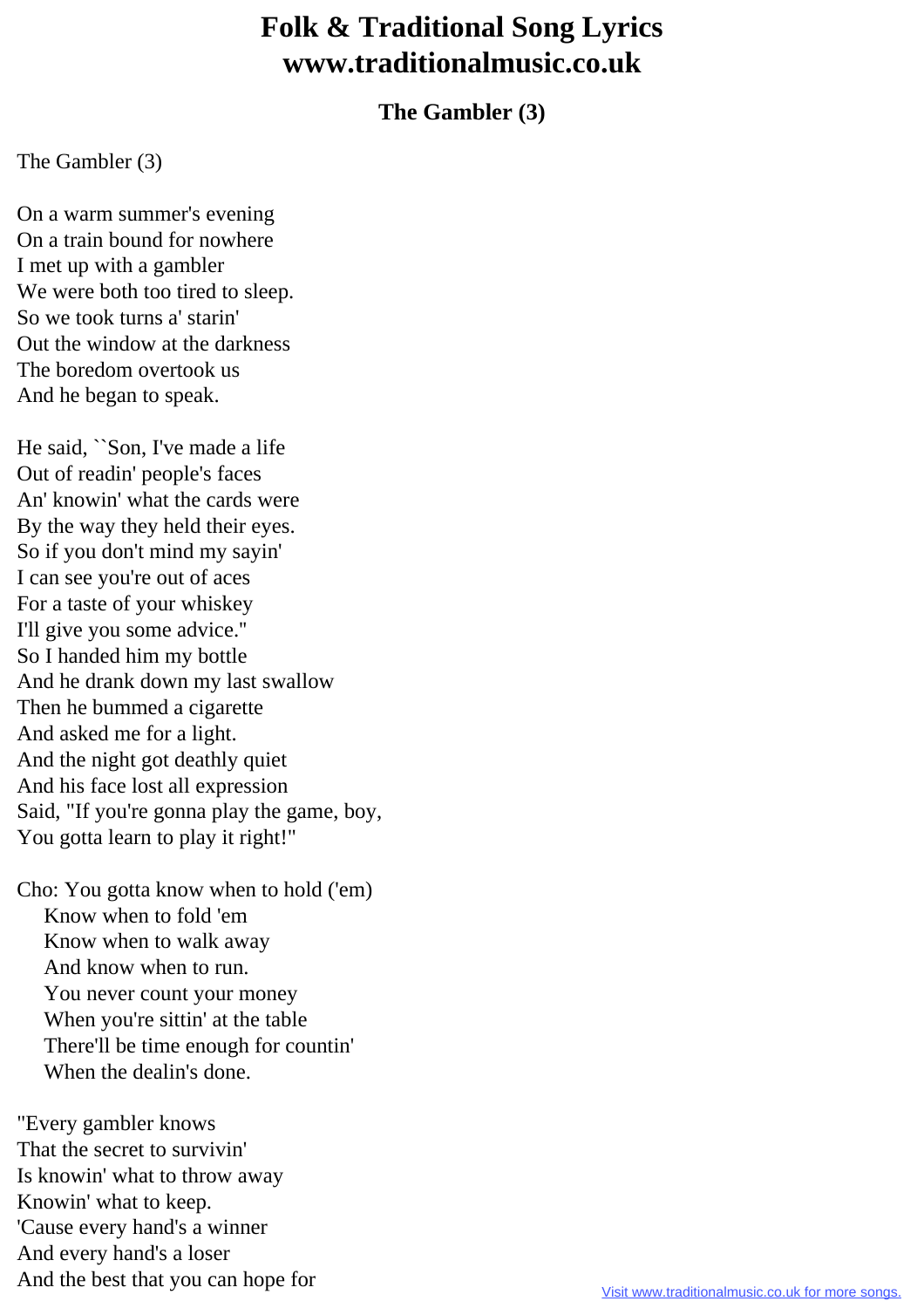# Folk & Traditional Song Lyrics
# www.traditionalmusic.co.uk

### The Gambler (3)

The Gambler (3)

On a warm summer's evening
On a train bound for nowhere
I met up with a gambler
We were both too tired to sleep.
So we took turns a' starin'
Out the window at the darkness
The boredom overtook us
And he began to speak.

He said, ``Son, I've made a life
Out of readin' people's faces
An' knowin' what the cards were
By the way they held their eyes.
So if you don't mind my sayin'
I can see you're out of aces
For a taste of your whiskey
I'll give you some advice."
So I handed him my bottle
And he drank down my last swallow
Then he bummed a cigarette
And asked me for a light.
And the night got deathly quiet
And his face lost all expression
Said, "If you're gonna play the game, boy,
You gotta learn to play it right!"

Cho: You gotta know when to hold ('em)
Know when to fold 'em
Know when to walk away
And know when to run.
You never count your money
When you're sittin' at the table
There'll be time enough for countin'
When the dealin's done.

"Every gambler knows
That the secret to survivin'
Is knowin' what to throw away
Knowin' what to keep.
'Cause every hand's a winner
And every hand's a loser
And the best that you can hope for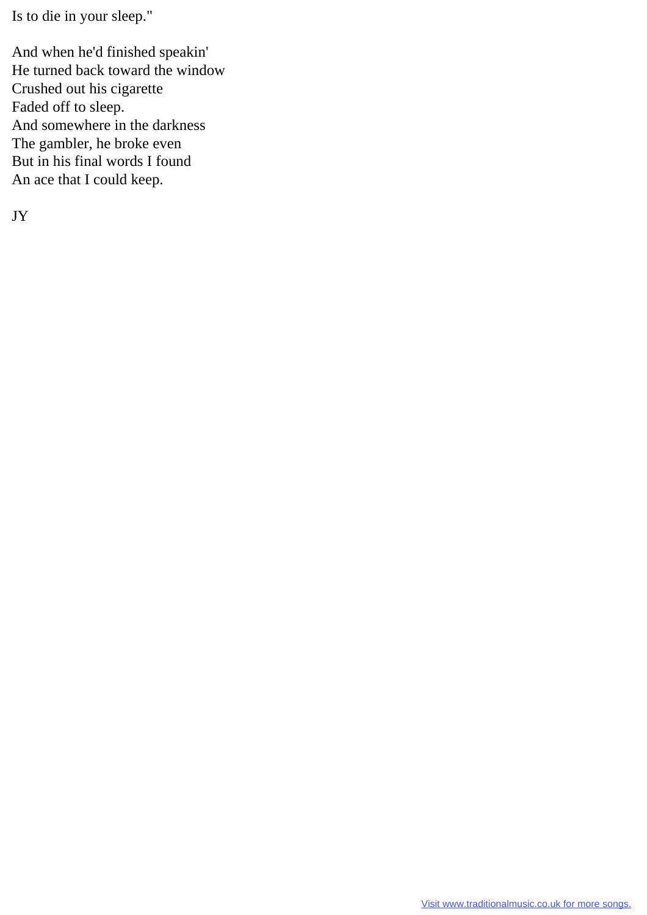Is to die in your sleep."

And when he'd finished speakin'  
He turned back toward the window  
Crushed out his cigarette  
Faded off to sleep.  
And somewhere in the darkness  
The gambler, he broke even  
But in his final words I found  
An ace that I could keep.

JY